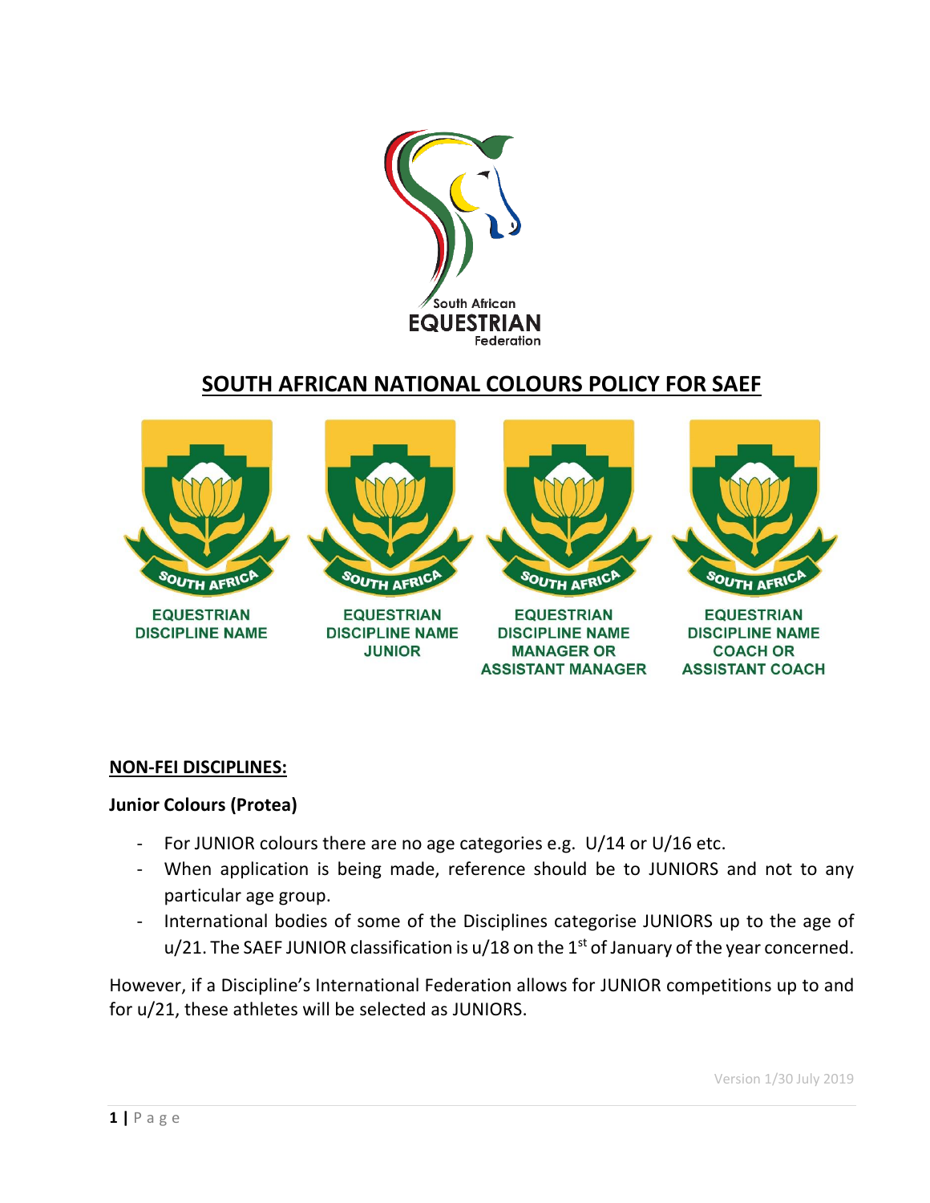South African
EQUESTRIAN
Federation

# SOUTH AFRICAN NATIONAL COLOURS POLICY FOR SAEF

SOUTH AFRICA
EQUESTRIAN
DISCIPLINE NAME

SOUTH AFRICA
EQUESTRIAN
DISCIPLINE NAME
JUNIOR

SOUTH AFRICA
EQUESTRIAN
DISCIPLINE NAME
MANAGER OR
ASSISTANT MANAGER

SOUTH AFRICA
EQUESTRIAN
DISCIPLINE NAME
COACH OR
ASSISTANT COACH

## NON-FEI DISCIPLINES:

### Junior Colours (Protea)

- For JUNIOR colours there are no age categories e.g. U/14 or U/16 etc.
- When application is being made, reference should be to JUNIORS and not to any particular age group.
- International bodies of some of the Disciplines categorise JUNIORS up to the age of u/21. The SAEF JUNIOR classification is u/18 on the 1st of January of the year concerned.

However, if a Discipline's International Federation allows for JUNIOR competitions up to and for u/21, these athletes will be selected as JUNIORS.

Version 1/30 July 2019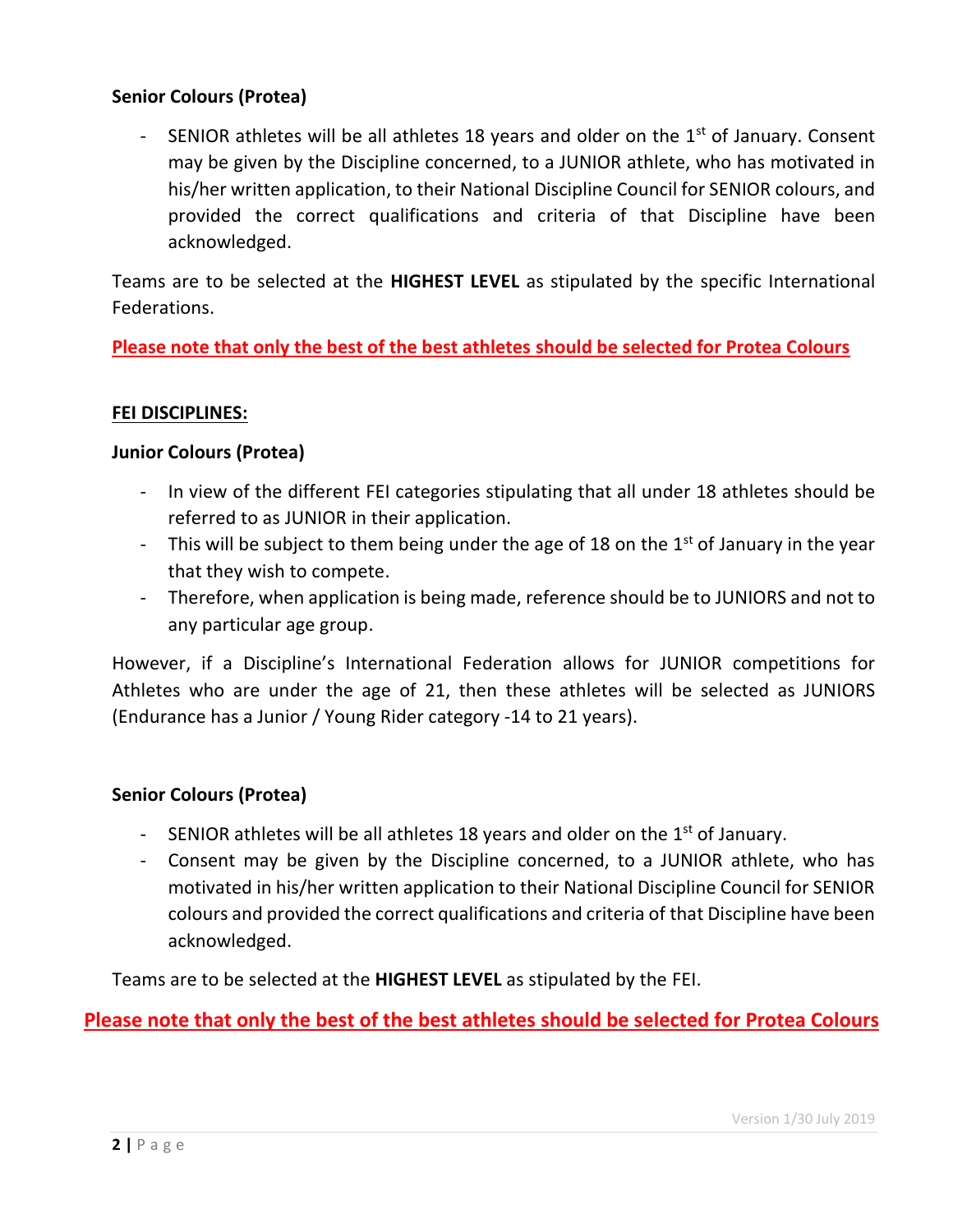**Senior Colours (Protea)**

- SENIOR athletes will be all athletes 18 years and older on the 1st of January. Consent may be given by the Discipline concerned, to a JUNIOR athlete, who has motivated in his/her written application, to their National Discipline Council for SENIOR colours, and provided the correct qualifications and criteria of that Discipline have been acknowledged.

Teams are to be selected at the **HIGHEST LEVEL** as stipulated by the specific International Federations.

**Please note that only the best of the best athletes should be selected for Protea Colours**

**FEI DISCIPLINES:**

**Junior Colours (Protea)**

- In view of the different FEI categories stipulating that all under 18 athletes should be referred to as JUNIOR in their application.
- This will be subject to them being under the age of 18 on the 1st of January in the year that they wish to compete.
- Therefore, when application is being made, reference should be to JUNIORS and not to any particular age group.

However, if a Discipline's International Federation allows for JUNIOR competitions for Athletes who are under the age of 21, then these athletes will be selected as JUNIORS (Endurance has a Junior / Young Rider category -14 to 21 years).

**Senior Colours (Protea)**

- SENIOR athletes will be all athletes 18 years and older on the 1st of January.
- Consent may be given by the Discipline concerned, to a JUNIOR athlete, who has motivated in his/her written application to their National Discipline Council for SENIOR colours and provided the correct qualifications and criteria of that Discipline have been acknowledged.

Teams are to be selected at the **HIGHEST LEVEL** as stipulated by the FEI.

**Please note that only the best of the best athletes should be selected for Protea Colours**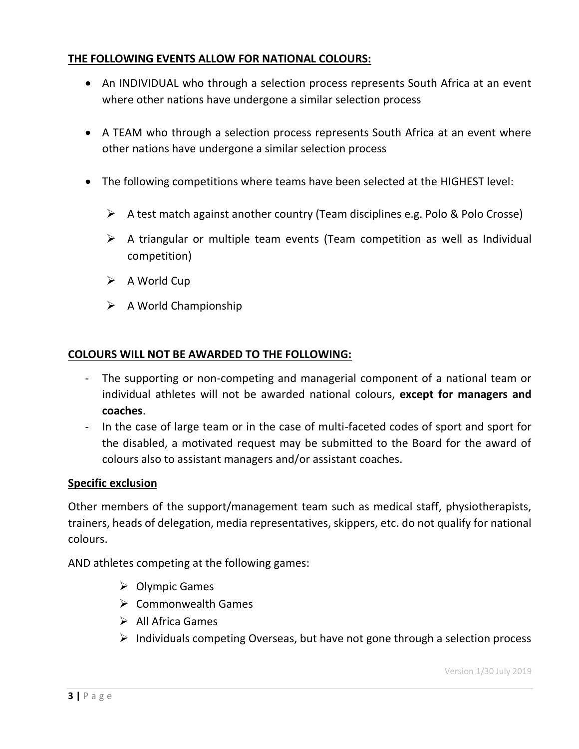## **THE FOLLOWING EVENTS ALLOW FOR NATIONAL COLOURS:**

- An INDIVIDUAL who through a selection process represents South Africa at an event where other nations have undergone a similar selection process
- A TEAM who through a selection process represents South Africa at an event where other nations have undergone a similar selection process
- The following competitions where teams have been selected at the HIGHEST level:
  - A test match against another country (Team disciplines e.g. Polo & Polo Crosse)
  - A triangular or multiple team events (Team competition as well as Individual competition)
  - A World Cup
  - A World Championship

## **COLOURS WILL NOT BE AWARDED TO THE FOLLOWING:**

- The supporting or non-competing and managerial component of a national team or individual athletes will not be awarded national colours, **except for managers and coaches**.
- In the case of large team or in the case of multi-faceted codes of sport and sport for the disabled, a motivated request may be submitted to the Board for the award of colours also to assistant managers and/or assistant coaches.

### **Specific exclusion**

Other members of the support/management team such as medical staff, physiotherapists, trainers, heads of delegation, media representatives, skippers, etc. do not qualify for national colours.

AND athletes competing at the following games:

- Olympic Games
- Commonwealth Games
- All Africa Games
- Individuals competing Overseas, but have not gone through a selection process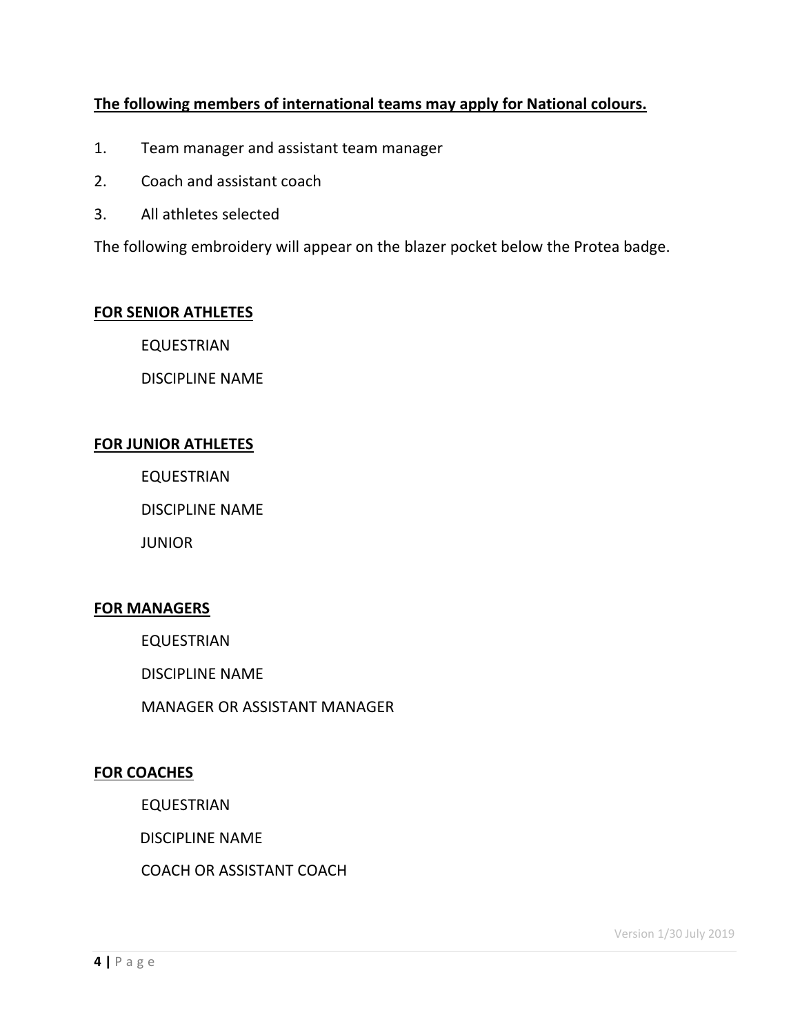**<u>The following members of international teams may apply for National colours.</u>**

1. Team manager and assistant team manager
2. Coach and assistant coach
3. All athletes selected

The following embroidery will appear on the blazer pocket below the Protea badge.

**<u>FOR SENIOR ATHLETES</u>**

EQUESTRIAN

DISCIPLINE NAME

**<u>FOR JUNIOR ATHLETES</u>**

EQUESTRIAN

DISCIPLINE NAME

JUNIOR

**<u>FOR MANAGERS</u>**

EQUESTRIAN

DISCIPLINE NAME

MANAGER OR ASSISTANT MANAGER

**<u>FOR COACHES</u>**

EQUESTRIAN

DISCIPLINE NAME

COACH OR ASSISTANT COACH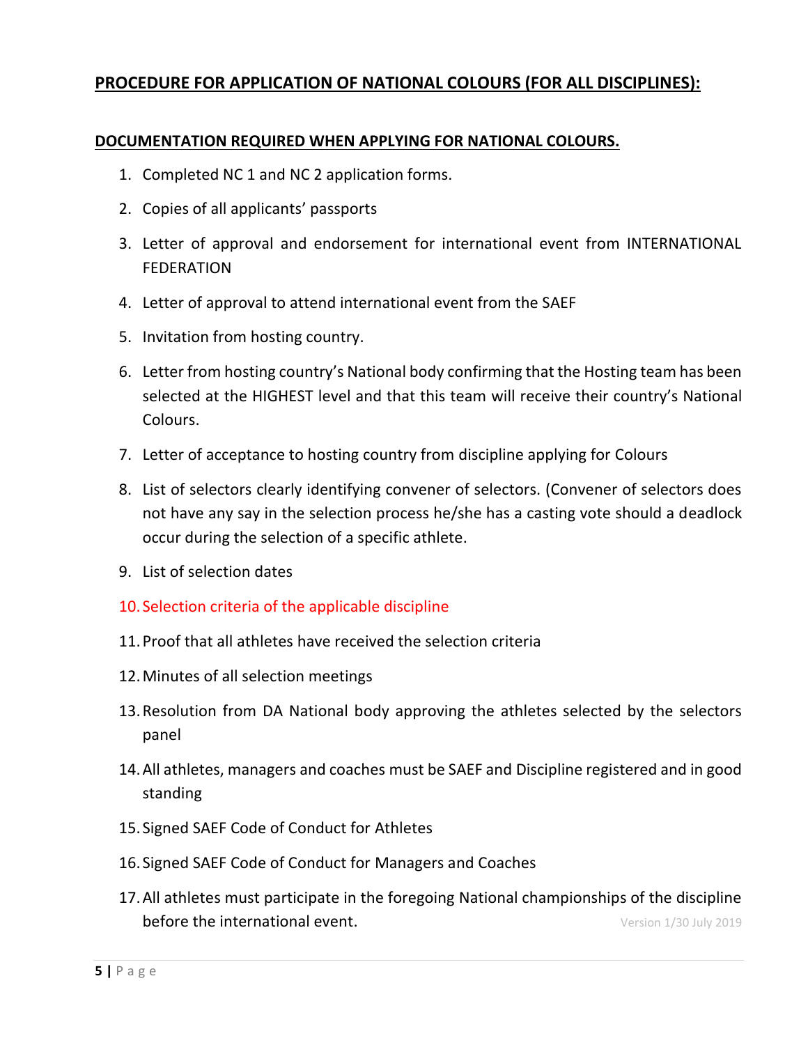## **PROCEDURE FOR APPLICATION OF NATIONAL COLOURS (FOR ALL DISCIPLINES):**

### **DOCUMENTATION REQUIRED WHEN APPLYING FOR NATIONAL COLOURS.**

1. Completed NC 1 and NC 2 application forms.
2. Copies of all applicants' passports
3. Letter of approval and endorsement for international event from INTERNATIONAL FEDERATION
4. Letter of approval to attend international event from the SAEF
5. Invitation from hosting country.
6. Letter from hosting country's National body confirming that the Hosting team has been selected at the HIGHEST level and that this team will receive their country's National Colours.
7. Letter of acceptance to hosting country from discipline applying for Colours
8. List of selectors clearly identifying convener of selectors. (Convener of selectors does not have any say in the selection process he/she has a casting vote should a deadlock occur during the selection of a specific athlete.
9. List of selection dates
10. Selection criteria of the applicable discipline
11. Proof that all athletes have received the selection criteria
12. Minutes of all selection meetings
13. Resolution from DA National body approving the athletes selected by the selectors panel
14. All athletes, managers and coaches must be SAEF and Discipline registered and in good standing
15. Signed SAEF Code of Conduct for Athletes
16. Signed SAEF Code of Conduct for Managers and Coaches
17. All athletes must participate in the foregoing National championships of the discipline before the international event.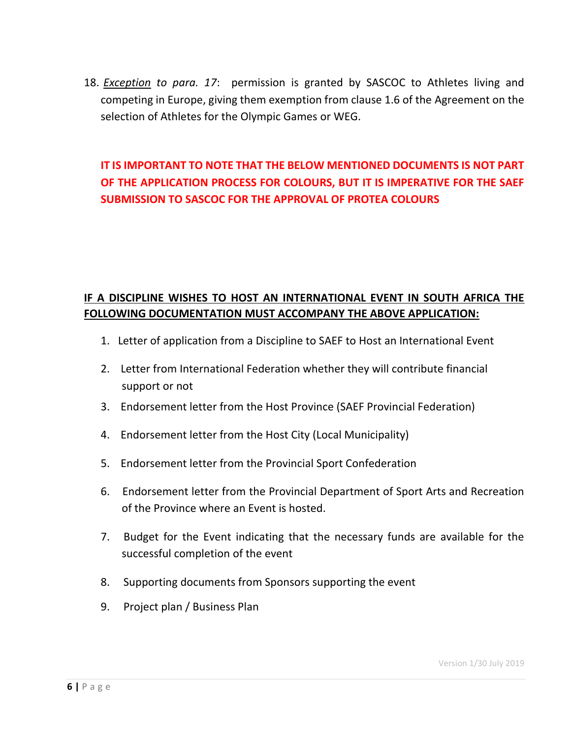18. *Exception to para. 17*: permission is granted by SASCOC to Athletes living and competing in Europe, giving them exemption from clause 1.6 of the Agreement on the selection of Athletes for the Olympic Games or WEG.

**IT IS IMPORTANT TO NOTE THAT THE BELOW MENTIONED DOCUMENTS IS NOT PART OF THE APPLICATION PROCESS FOR COLOURS, BUT IT IS IMPERATIVE FOR THE SAEF SUBMISSION TO SASCOC FOR THE APPROVAL OF PROTEA COLOURS**

**IF A DISCIPLINE WISHES TO HOST AN INTERNATIONAL EVENT IN SOUTH AFRICA THE FOLLOWING DOCUMENTATION MUST ACCOMPANY THE ABOVE APPLICATION:**

1. Letter of application from a Discipline to SAEF to Host an International Event
2. Letter from International Federation whether they will contribute financial support or not
3. Endorsement letter from the Host Province (SAEF Provincial Federation)
4. Endorsement letter from the Host City (Local Municipality)
5. Endorsement letter from the Provincial Sport Confederation
6. Endorsement letter from the Provincial Department of Sport Arts and Recreation of the Province where an Event is hosted.
7. Budget for the Event indicating that the necessary funds are available for the successful completion of the event
8. Supporting documents from Sponsors supporting the event
9. Project plan / Business Plan

Version 1/30 July 2019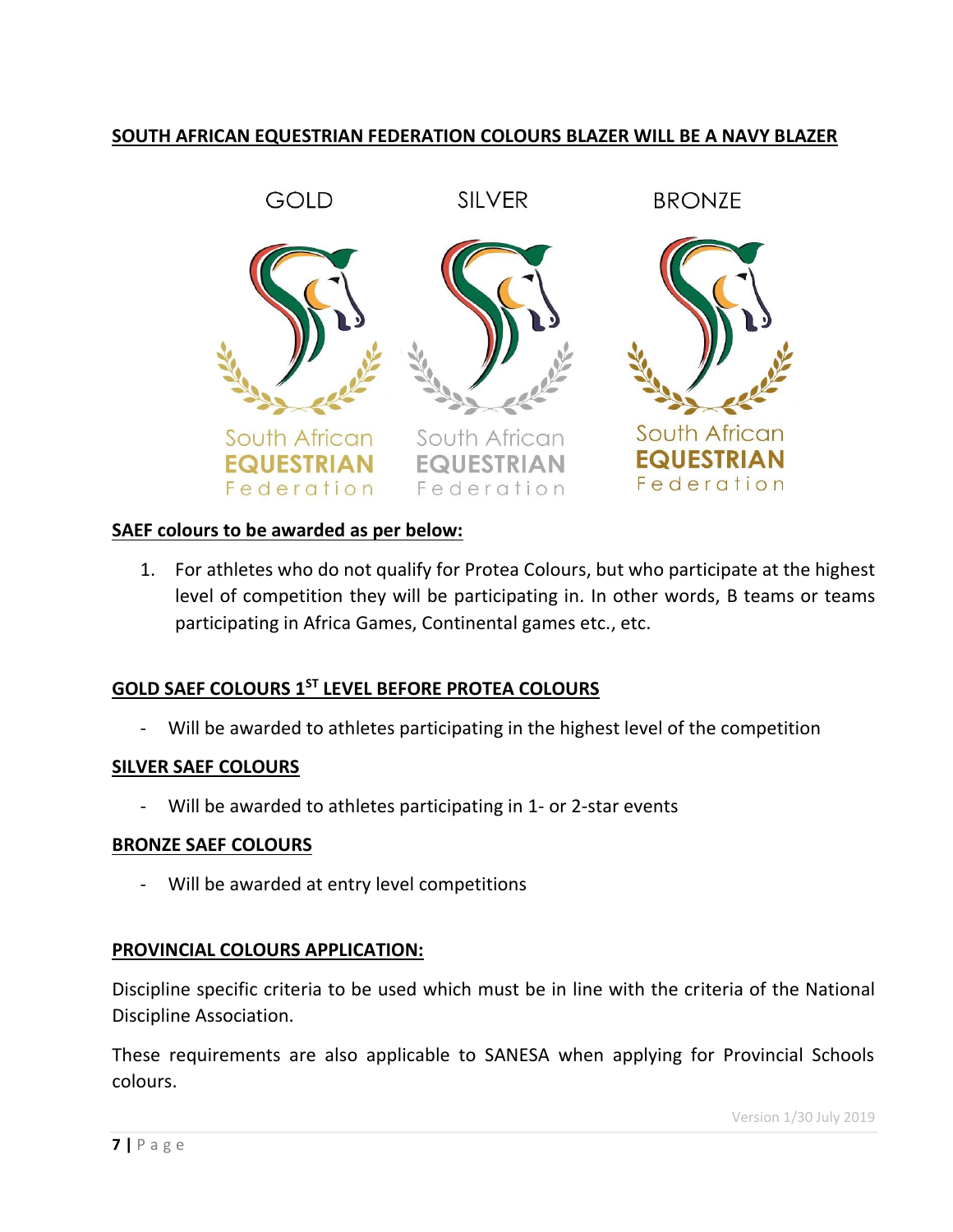**SOUTH AFRICAN EQUESTRIAN FEDERATION COLOURS BLAZER WILL BE A NAVY BLAZER**

GOLD SILVER BRONZE

South African EQUESTRIAN Federation

**SAEF colours to be awarded as per below:**

1. For athletes who do not qualify for Protea Colours, but who participate at the highest level of competition they will be participating in. In other words, B teams or teams participating in Africa Games, Continental games etc., etc.

**GOLD SAEF COLOURS 1ST LEVEL BEFORE PROTEA COLOURS**

- Will be awarded to athletes participating in the highest level of the competition

**SILVER SAEF COLOURS**

- Will be awarded to athletes participating in 1- or 2-star events

**BRONZE SAEF COLOURS**

- Will be awarded at entry level competitions

**PROVINCIAL COLOURS APPLICATION:**

Discipline specific criteria to be used which must be in line with the criteria of the National Discipline Association.

These requirements are also applicable to SANESA when applying for Provincial Schools colours.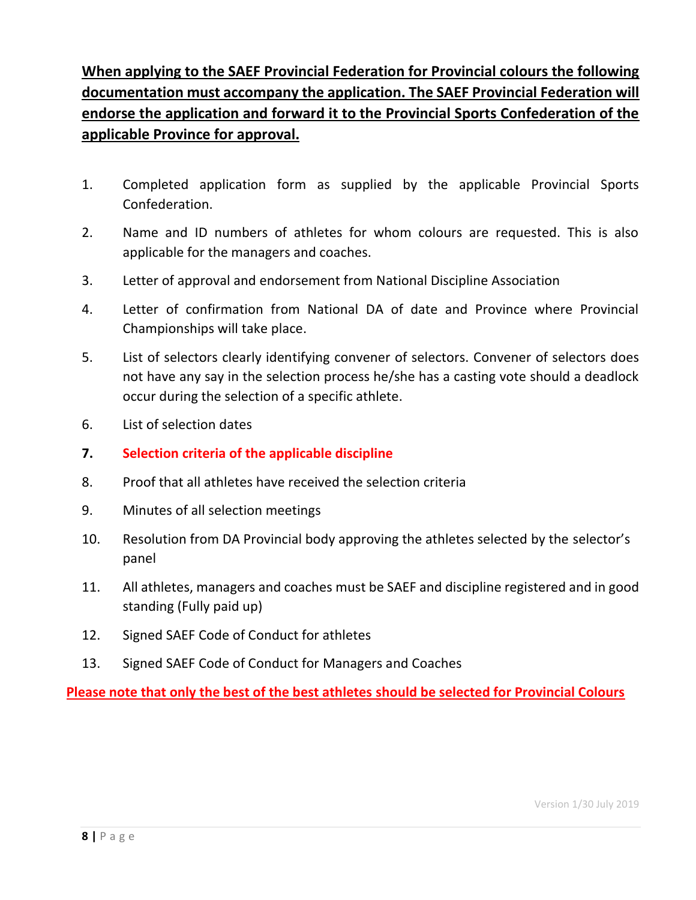**When applying to the SAEF Provincial Federation for Provincial colours the following documentation must accompany the application. The SAEF Provincial Federation will endorse the application and forward it to the Provincial Sports Confederation of the applicable Province for approval.**

1. Completed application form as supplied by the applicable Provincial Sports Confederation.
2. Name and ID numbers of athletes for whom colours are requested. This is also applicable for the managers and coaches.
3. Letter of approval and endorsement from National Discipline Association
4. Letter of confirmation from National DA of date and Province where Provincial Championships will take place.
5. List of selectors clearly identifying convener of selectors. Convener of selectors does not have any say in the selection process he/she has a casting vote should a deadlock occur during the selection of a specific athlete.
6. List of selection dates
7. **Selection criteria of the applicable discipline**
8. Proof that all athletes have received the selection criteria
9. Minutes of all selection meetings
10. Resolution from DA Provincial body approving the athletes selected by the selector's panel
11. All athletes, managers and coaches must be SAEF and discipline registered and in good standing (Fully paid up)
12. Signed SAEF Code of Conduct for athletes
13. Signed SAEF Code of Conduct for Managers and Coaches

**Please note that only the best of the best athletes should be selected for Provincial Colours**

Version 1/30 July 2019